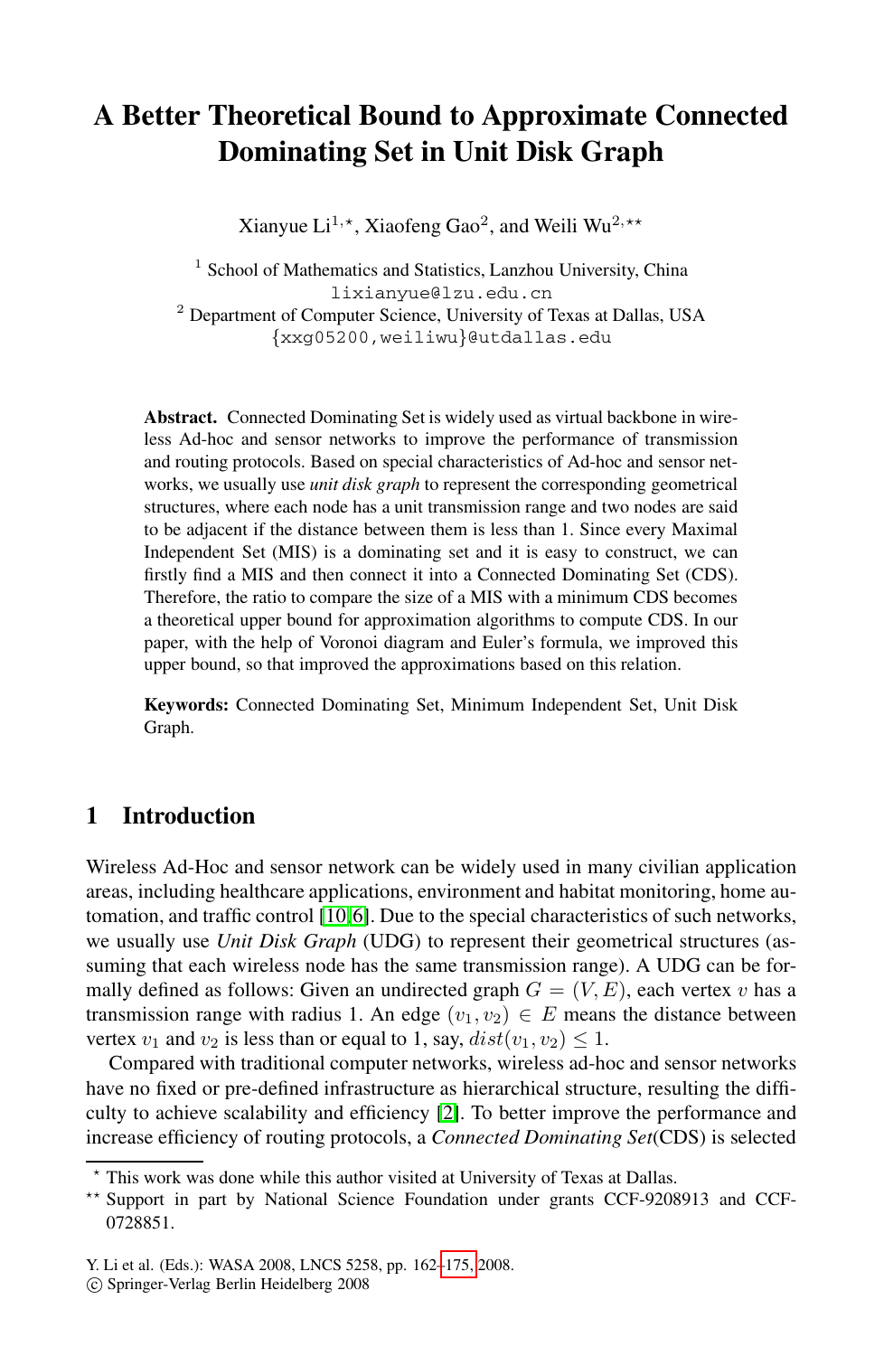# A Better Theoretical Bound to Approximate Connected Dominating Set in Unit Disk Graph

Xianyue Li[1,⋆], Xiaofeng Gao[2], and Weili Wu[2,⋆⋆]

[1] School of Mathematics and Statistics, Lanzhou University, China
lixianyue@lzu.edu.cn
[2] Department of Computer Science, University of Texas at Dallas, USA
{xxg05200,weiliwu}@utdallas.edu

**Abstract.** Connected Dominating Set is widely used as virtual backbone in wireless Ad-hoc and sensor networks to improve the performance of transmission and routing protocols. Based on special characteristics of Ad-hoc and sensor networks, we usually use *unit disk graph* to represent the corresponding geometrical structures, where each node has a unit transmission range and two nodes are said to be adjacent if the distance between them is less than 1. Since every Maximal Independent Set (MIS) is a dominating set and it is easy to construct, we can firstly find a MIS and then connect it into a Connected Dominating Set (CDS). Therefore, the ratio to compare the size of a MIS with a minimum CDS becomes a theoretical upper bound for approximation algorithms to compute CDS. In our paper, with the help of Voronoi diagram and Euler's formula, we improved this upper bound, so that improved the approximations based on this relation.

**Keywords:** Connected Dominating Set, Minimum Independent Set, Unit Disk Graph.

## 1 Introduction

Wireless Ad-Hoc and sensor network can be widely used in many civilian application areas, including healthcare applications, environment and habitat monitoring, home automation, and traffic control [10,6]. Due to the special characteristics of such networks, we usually use *Unit Disk Graph* (UDG) to represent their geometrical structures (assuming that each wireless node has the same transmission range). A UDG can be formally defined as follows: Given an undirected graph $G = (V, E)$, each vertex $v$ has a transmission range with radius 1. An edge $(v_1, v_2) \in E$ means the distance between vertex $v_1$ and $v_2$ is less than or equal to 1, say, $dist(v_1, v_2) \leq 1$.

Compared with traditional computer networks, wireless ad-hoc and sensor networks have no fixed or pre-defined infrastructure as hierarchical structure, resulting the difficulty to achieve scalability and efficiency [2]. To better improve the performance and increase efficiency of routing protocols, a *Connected Dominating Set*(CDS) is selected

⋆ This work was done while this author visited at University of Texas at Dallas.

⋆⋆ Support in part by National Science Foundation under grants CCF-9208913 and CCF-0728851.

Y. Li et al. (Eds.): WASA 2008, LNCS 5258, pp. 162–175, 2008.
© Springer-Verlag Berlin Heidelberg 2008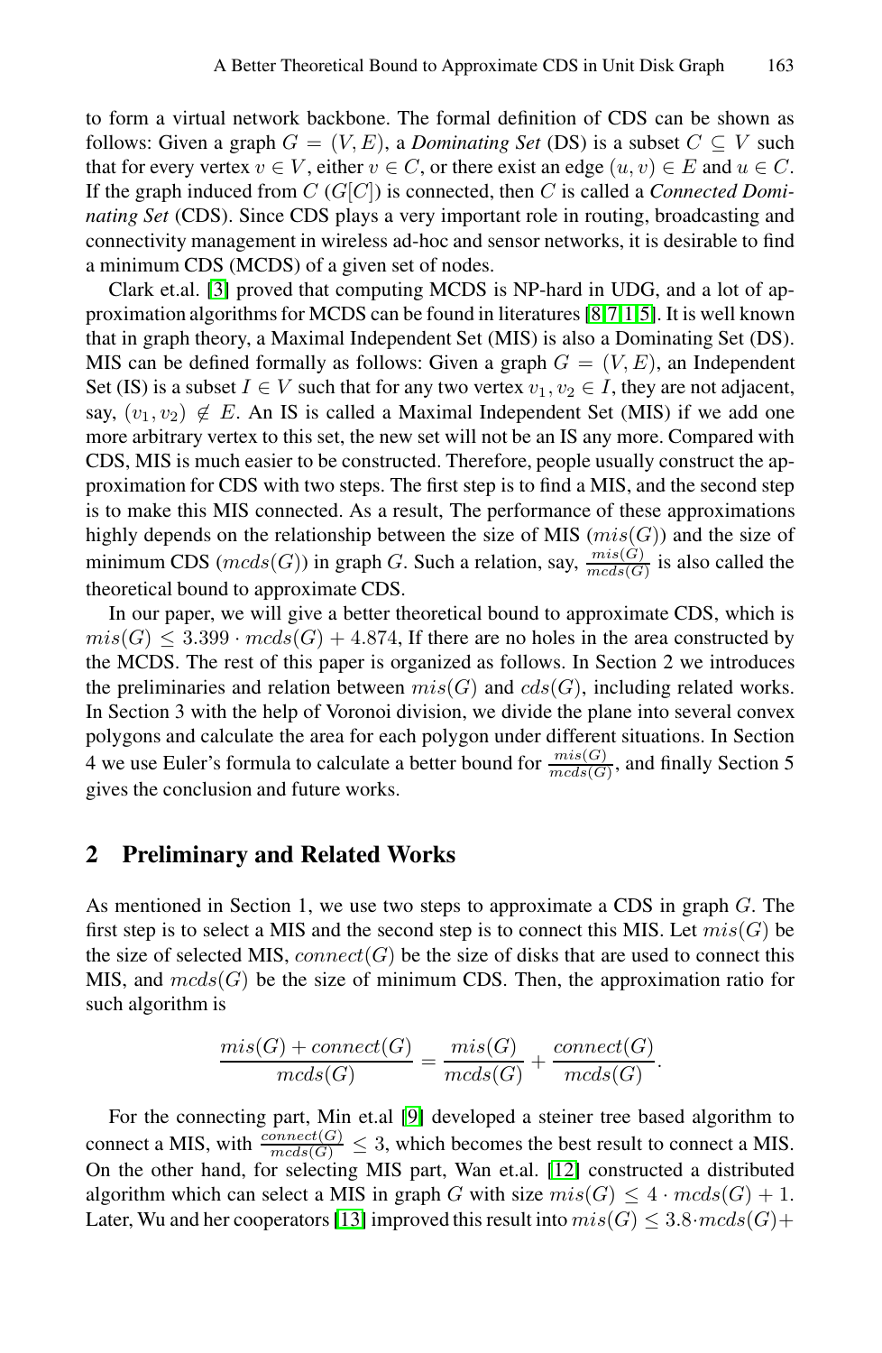to form a virtual network backbone. The formal definition of CDS can be shown as follows: Given a graph $G = (V, E)$, a *Dominating Set* (DS) is a subset $C \subseteq V$ such that for every vertex $v \in V$, either $v \in C$, or there exist an edge $(u, v) \in E$ and $u \in C$. If the graph induced from $C$ ($G[C]$) is connected, then $C$ is called a *Connected Dominating Set* (CDS). Since CDS plays a very important role in routing, broadcasting and connectivity management in wireless ad-hoc and sensor networks, it is desirable to find a minimum CDS (MCDS) of a given set of nodes.

Clark et.al. [3] proved that computing MCDS is NP-hard in UDG, and a lot of approximation algorithms for MCDS can be found in literatures [8,7,1,5]. It is well known that in graph theory, a Maximal Independent Set (MIS) is also a Dominating Set (DS). MIS can be defined formally as follows: Given a graph $G = (V, E)$, an Independent Set (IS) is a subset $I \in V$ such that for any two vertex $v_1, v_2 \in I$, they are not adjacent, say, $(v_1, v_2) \notin E$. An IS is called a Maximal Independent Set (MIS) if we add one more arbitrary vertex to this set, the new set will not be an IS any more. Compared with CDS, MIS is much easier to be constructed. Therefore, people usually construct the approximation for CDS with two steps. The first step is to find a MIS, and the second step is to make this MIS connected. As a result, The performance of these approximations highly depends on the relationship between the size of MIS ($mis(G)$) and the size of minimum CDS ($mcds(G)$) in graph $G$. Such a relation, say, $\frac{mis(G)}{mcds(G)}$ is also called the theoretical bound to approximate CDS.

In our paper, we will give a better theoretical bound to approximate CDS, which is $mis(G) \leq 3.399 \cdot mcds(G) + 4.874$, If there are no holes in the area constructed by the MCDS. The rest of this paper is organized as follows. In Section 2 we introduces the preliminaries and relation between $mis(G)$ and $cds(G)$, including related works. In Section 3 with the help of Voronoi division, we divide the plane into several convex polygons and calculate the area for each polygon under different situations. In Section 4 we use Euler's formula to calculate a better bound for $\frac{mis(G)}{mcds(G)}$, and finally Section 5 gives the conclusion and future works.

## 2 Preliminary and Related Works

As mentioned in Section 1, we use two steps to approximate a CDS in graph $G$. The first step is to select a MIS and the second step is to connect this MIS. Let $mis(G)$ be the size of selected MIS, $connect(G)$ be the size of disks that are used to connect this MIS, and $mcds(G)$ be the size of minimum CDS. Then, the approximation ratio for such algorithm is

$$\frac{mis(G) + connect(G)}{mcds(G)} = \frac{mis(G)}{mcds(G)} + \frac{connect(G)}{mcds(G)}.$$

For the connecting part, Min et.al [9] developed a steiner tree based algorithm to connect a MIS, with $\frac{connect(G)}{mcds(G)} \leq 3$, which becomes the best result to connect a MIS. On the other hand, for selecting MIS part, Wan et.al. [12] constructed a distributed algorithm which can select a MIS in graph $G$ with size $mis(G) \leq 4 \cdot mcds(G) + 1$. Later, Wu and her cooperators [13] improved this result into $mis(G) \leq 3.8 \cdot mcds(G) +$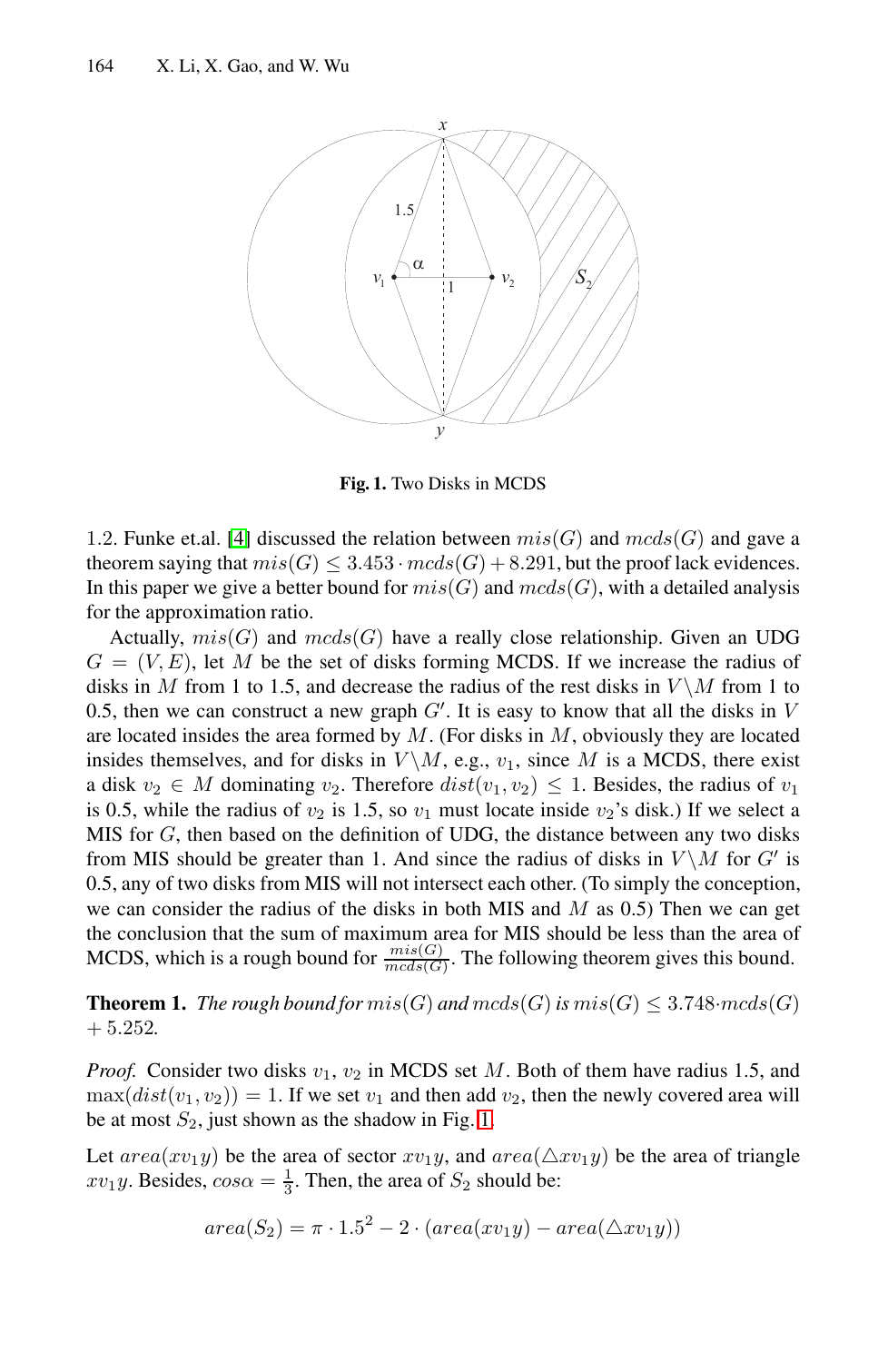**Fig. 1.** Two Disks in MCDS

1.2. Funke et.al. [4] discussed the relation between $mis(G)$ and $mcds(G)$ and gave a theorem saying that $mis(G) \leq 3.453 \cdot mcds(G) + 8.291$, but the proof lack evidences. In this paper we give a better bound for $mis(G)$ and $mcds(G)$, with a detailed analysis for the approximation ratio.

Actually, $mis(G)$ and $mcds(G)$ have a really close relationship. Given an UDG $G = (V, E)$, let $M$ be the set of disks forming MCDS. If we increase the radius of disks in $M$ from 1 to 1.5, and decrease the radius of the rest disks in $V \backslash M$ from 1 to 0.5, then we can construct a new graph $G'$. It is easy to know that all the disks in $V$ are located insides the area formed by $M$. (For disks in $M$, obviously they are located insides themselves, and for disks in $V \backslash M$, e.g., $v_1$, since $M$ is a MCDS, there exist a disk $v_2 \in M$ dominating $v_2$. Therefore $dist(v_1, v_2) \leq 1$. Besides, the radius of $v_1$ is 0.5, while the radius of $v_2$ is 1.5, so $v_1$ must locate inside $v_2$'s disk.) If we select a MIS for $G$, then based on the definition of UDG, the distance between any two disks from MIS should be greater than 1. And since the radius of disks in $V \backslash M$ for $G'$ is 0.5, any of two disks from MIS will not intersect each other. (To simply the conception, we can consider the radius of the disks in both MIS and $M$ as 0.5) Then we can get the conclusion that the sum of maximum area for MIS should be less than the area of MCDS, which is a rough bound for $\frac{mis(G)}{mcds(G)}$. The following theorem gives this bound.

**Theorem 1.** *The rough bound for* $mis(G)$ *and* $mcds(G)$ *is* $mis(G) \leq 3.748 \cdot mcds(G) + 5.252$.

*Proof.* Consider two disks $v_1$, $v_2$ in MCDS set $M$. Both of them have radius 1.5, and $\max(dist(v_1, v_2)) = 1$. If we set $v_1$ and then add $v_2$, then the newly covered area will be at most $S_2$, just shown as the shadow in Fig. 1.

Let $area(xv_1y)$ be the area of sector $xv_1y$, and $area(\triangle xv_1y)$ be the area of triangle $xv_1y$. Besides, $cos\alpha = \frac{1}{3}$. Then, the area of $S_2$ should be:

$$area(S_2) = \pi \cdot 1.5^2 - 2 \cdot (area(xv_1y) - area(\triangle xv_1y))$$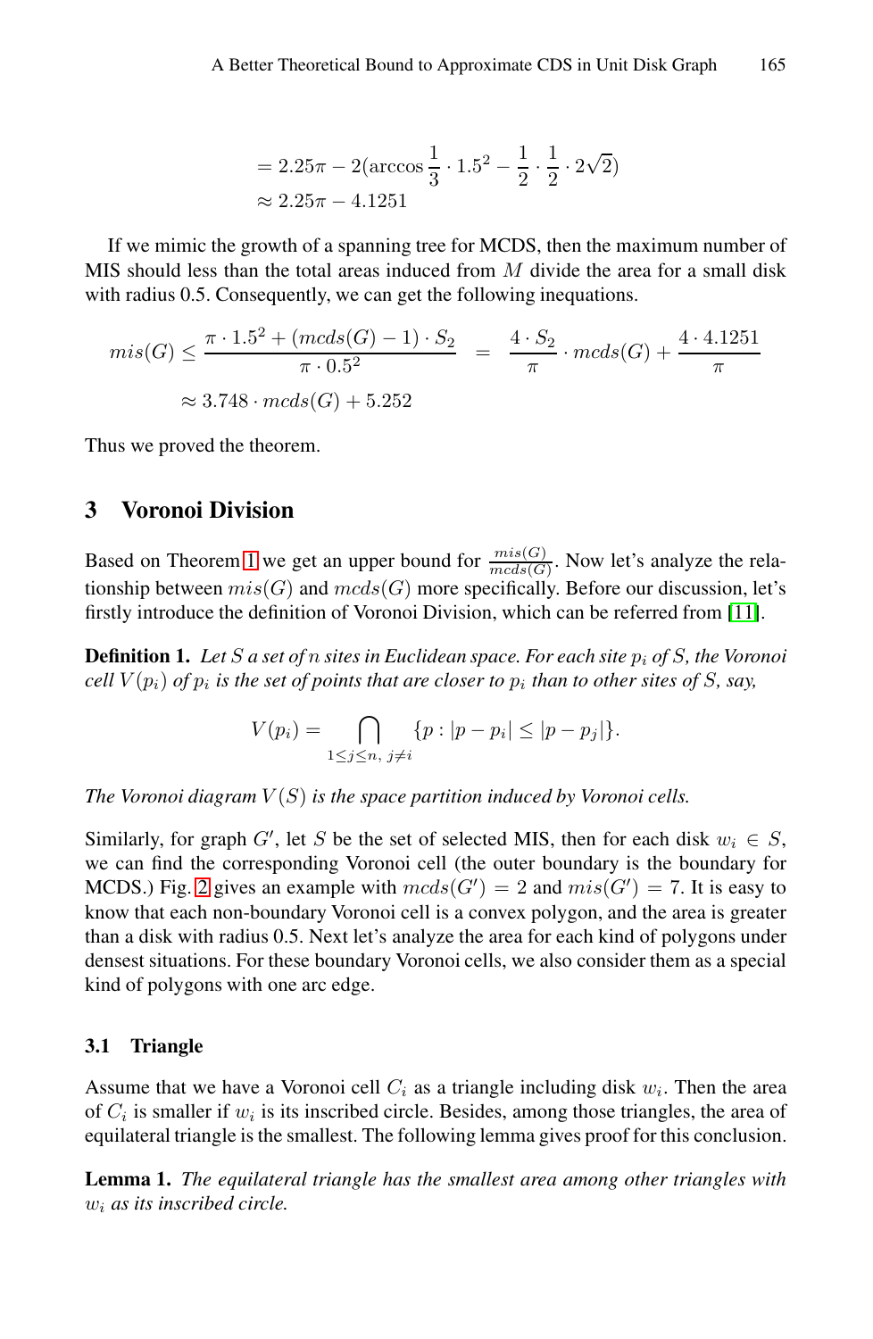$$= 2.25\pi - 2(\arccos\frac{1}{3} \cdot 1.5^2 - \frac{1}{2} \cdot \frac{1}{2} \cdot 2\sqrt{2})$$
$$\approx 2.25\pi - 4.1251$$

If we mimic the growth of a spanning tree for MCDS, then the maximum number of MIS should less than the total areas induced from $M$ divide the area for a small disk with radius 0.5. Consequently, we can get the following inequations.

$$mis(G) \leq \frac{\pi \cdot 1.5^2 + (mcds(G) - 1) \cdot S_2}{\pi \cdot 0.5^2} = \frac{4 \cdot S_2}{\pi} \cdot mcds(G) + \frac{4 \cdot 4.1251}{\pi}$$
$$\approx 3.748 \cdot mcds(G) + 5.252$$

Thus we proved the theorem.

## 3 Voronoi Division

Based on Theorem 1 we get an upper bound for $\frac{mis(G)}{mcds(G)}$. Now let's analyze the relationship between $mis(G)$ and $mcds(G)$ more specifically. Before our discussion, let's firstly introduce the definition of Voronoi Division, which can be referred from [11].

**Definition 1.** *Let $S$ a set of $n$ sites in Euclidean space. For each site $p_i$ of $S$, the Voronoi cell $V(p_i)$ of $p_i$ is the set of points that are closer to $p_i$ than to other sites of $S$, say,*

$$V(p_i) = \bigcap_{1 \leq j \leq n,\ j \neq i} \{p : |p - p_i| \leq |p - p_j|\}.$$

*The Voronoi diagram $V(S)$ is the space partition induced by Voronoi cells.*

Similarly, for graph $G'$, let $S$ be the set of selected MIS, then for each disk $w_i \in S$, we can find the corresponding Voronoi cell (the outer boundary is the boundary for MCDS.) Fig. 2 gives an example with $mcds(G') = 2$ and $mis(G') = 7$. It is easy to know that each non-boundary Voronoi cell is a convex polygon, and the area is greater than a disk with radius 0.5. Next let's analyze the area for each kind of polygons under densest situations. For these boundary Voronoi cells, we also consider them as a special kind of polygons with one arc edge.

### 3.1 Triangle

Assume that we have a Voronoi cell $C_i$ as a triangle including disk $w_i$. Then the area of $C_i$ is smaller if $w_i$ is its inscribed circle. Besides, among those triangles, the area of equilateral triangle is the smallest. The following lemma gives proof for this conclusion.

**Lemma 1.** *The equilateral triangle has the smallest area among other triangles with $w_i$ as its inscribed circle.*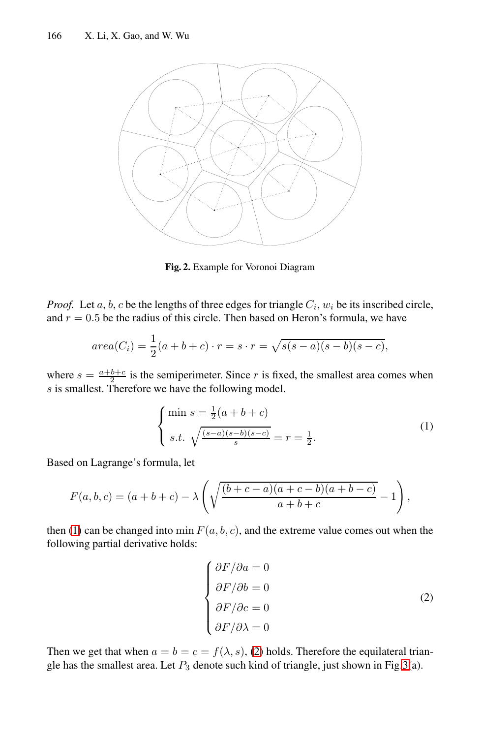Fig. 2. Example for Voronoi Diagram

*Proof.* Let $a, b, c$ be the lengths of three edges for triangle $C_i$, $w_i$ be its inscribed circle, and $r = 0.5$ be the radius of this circle. Then based on Heron's formula, we have

$$area(C_i) = \frac{1}{2}(a+b+c)\cdot r = s \cdot r = \sqrt{s(s-a)(s-b)(s-c)},$$

where $s = \frac{a+b+c}{2}$ is the semiperimeter. Since $r$ is fixed, the smallest area comes when $s$ is smallest. Therefore we have the following model.

$$\begin{cases} \min \; s = \frac{1}{2}(a+b+c) \\ s.t. \; \sqrt{\frac{(s-a)(s-b)(s-c)}{s}} = r = \frac{1}{2}. \end{cases} \tag{1}$$

Based on Lagrange's formula, let

$$F(a,b,c) = (a+b+c) - \lambda\left(\sqrt{\frac{(b+c-a)(a+c-b)(a+b-c)}{a+b+c}} - 1\right),$$

then (1) can be changed into $\min F(a,b,c)$, and the extreme value comes out when the following partial derivative holds:

$$\begin{cases} \partial F/\partial a = 0 \\ \partial F/\partial b = 0 \\ \partial F/\partial c = 0 \\ \partial F/\partial \lambda = 0 \end{cases} \tag{2}$$

Then we get that when $a = b = c = f(\lambda, s)$, (2) holds. Therefore the equilateral triangle has the smallest area. Let $P_3$ denote such kind of triangle, just shown in Fig 3(a).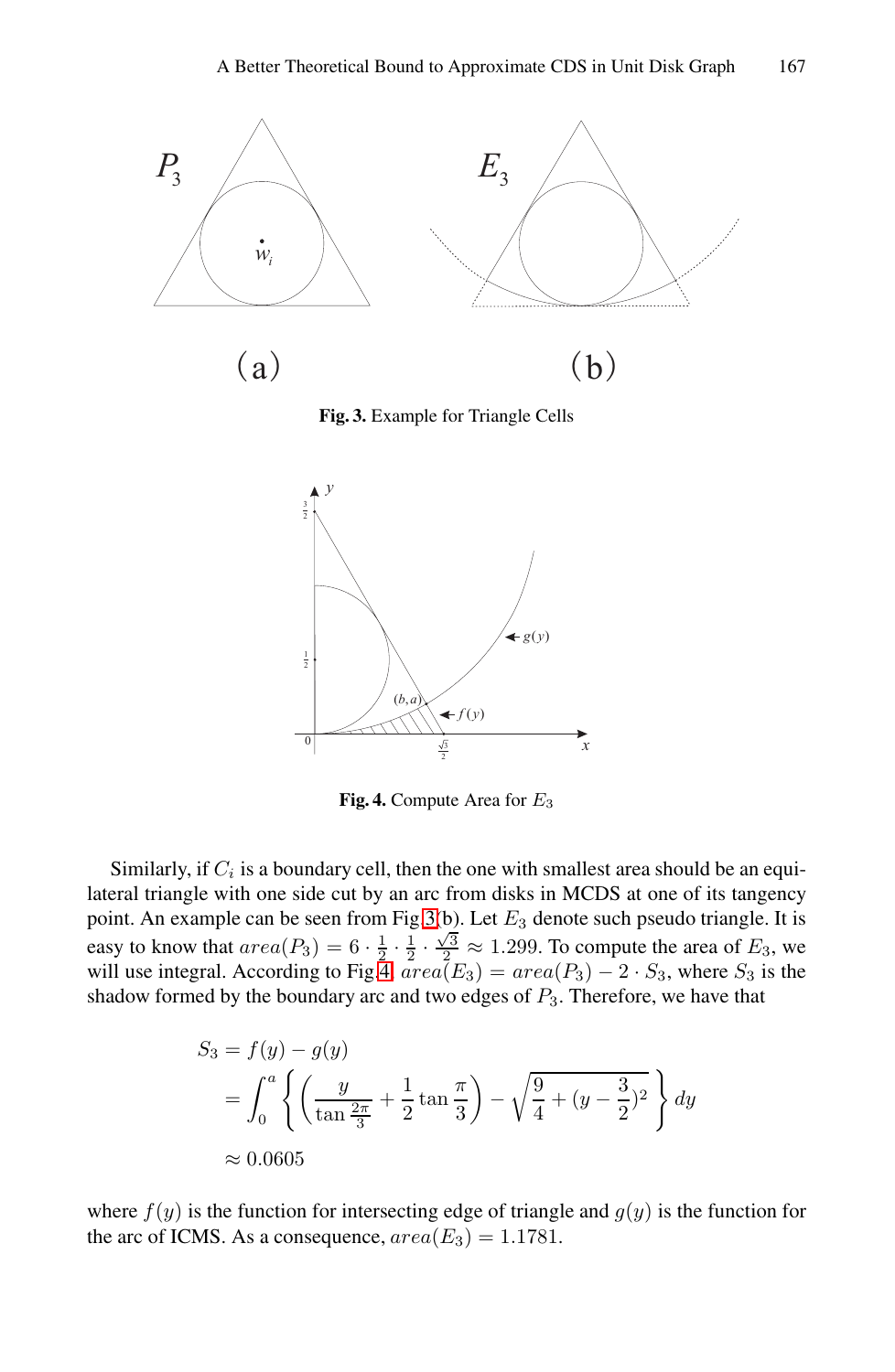Fig. 3. Example for Triangle Cells

Fig. 4. Compute Area for $E_3$

Similarly, if $C_i$ is a boundary cell, then the one with smallest area should be an equilateral triangle with one side cut by an arc from disks in MCDS at one of its tangency point. An example can be seen from Fig 3(b). Let $E_3$ denote such pseudo triangle. It is easy to know that $area(P_3) = 6 \cdot \frac{1}{2} \cdot \frac{1}{2} \cdot \frac{\sqrt{3}}{2} \approx 1.299$. To compute the area of $E_3$, we will use integral. According to Fig.4, $area(E_3) = area(P_3) - 2 \cdot S_3$, where $S_3$ is the shadow formed by the boundary arc and two edges of $P_3$. Therefore, we have that

$$
\begin{aligned}
S_3 &= f(y) - g(y) \\
&= \int_0^a \left\{ \left( \frac{y}{\tan \frac{2\pi}{3}} + \frac{1}{2} \tan \frac{\pi}{3} \right) - \sqrt{\frac{9}{4} + (y - \frac{3}{2})^2} \right\} dy \\
&\approx 0.0605
\end{aligned}
$$

where $f(y)$ is the function for intersecting edge of triangle and $g(y)$ is the function for the arc of ICMS. As a consequence, $area(E_3) = 1.1781$.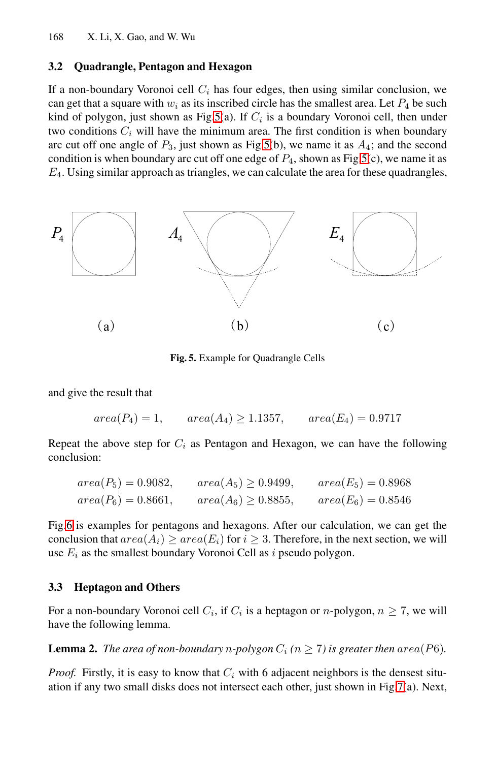### 3.2 Quadrangle, Pentagon and Hexagon

If a non-boundary Voronoi cell $C_i$ has four edges, then using similar conclusion, we can get that a square with $w_i$ as its inscribed circle has the smallest area. Let $P_4$ be such kind of polygon, just shown as Fig 5(a). If $C_i$ is a boundary Voronoi cell, then under two conditions $C_i$ will have the minimum area. The first condition is when boundary arc cut off one angle of $P_3$, just shown as Fig 5(b), we name it as $A_4$; and the second condition is when boundary arc cut off one edge of $P_4$, shown as Fig 5(c), we name it as $E_4$. Using similar approach as triangles, we can calculate the area for these quadrangles,

(a) (b) (c)

**Fig. 5.** Example for Quadrangle Cells

and give the result that

$$area(P_4) = 1, \qquad area(A_4) \geq 1.1357, \qquad area(E_4) = 0.9717$$

Repeat the above step for $C_i$ as Pentagon and Hexagon, we can have the following conclusion:

$$area(P_5) = 0.9082, \qquad area(A_5) \geq 0.9499, \qquad area(E_5) = 0.8968$$
$$area(P_6) = 0.8661, \qquad area(A_6) \geq 0.8855, \qquad area(E_6) = 0.8546$$

Fig 6 is examples for pentagons and hexagons. After our calculation, we can get the conclusion that $area(A_i) \geq area(E_i)$ for $i \geq 3$. Therefore, in the next section, we will use $E_i$ as the smallest boundary Voronoi Cell as $i$ pseudo polygon.

### 3.3 Heptagon and Others

For a non-boundary Voronoi cell $C_i$, if $C_i$ is a heptagon or $n$-polygon, $n \geq 7$, we will have the following lemma.

**Lemma 2.** *The area of non-boundary $n$-polygon $C_i$ ($n \geq 7$) is greater then $area(P6)$.*

*Proof.* Firstly, it is easy to know that $C_i$ with 6 adjacent neighbors is the densest situation if any two small disks does not intersect each other, just shown in Fig 7(a). Next,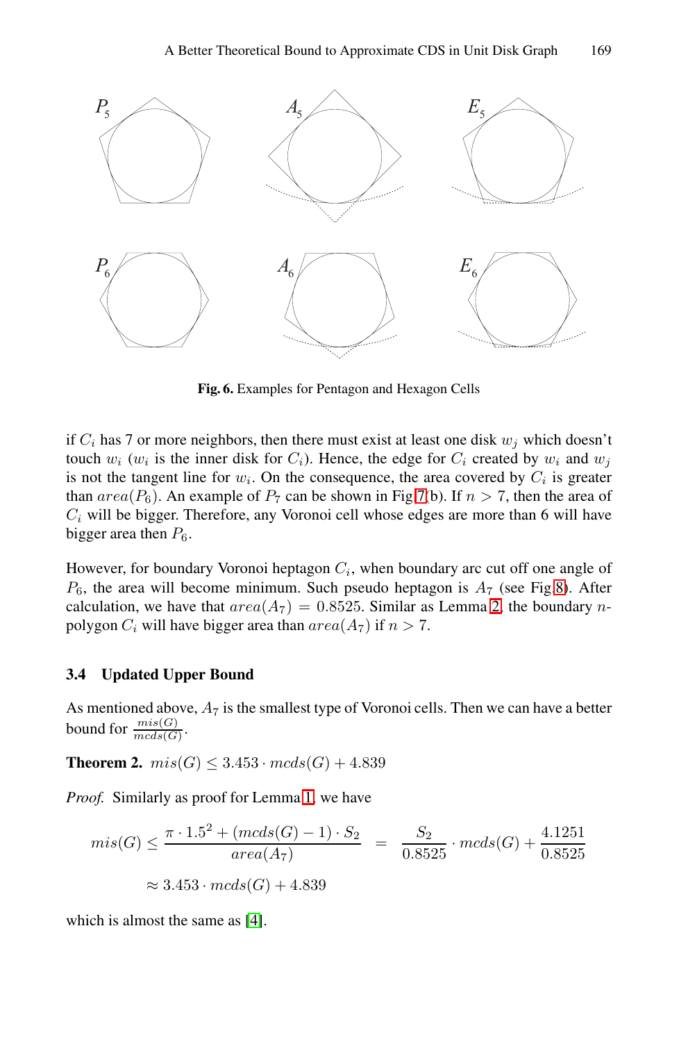Fig. 6. Examples for Pentagon and Hexagon Cells

if $C_i$ has 7 or more neighbors, then there must exist at least one disk $w_j$ which doesn't touch $w_i$ ($w_i$ is the inner disk for $C_i$). Hence, the edge for $C_i$ created by $w_i$ and $w_j$ is not the tangent line for $w_i$. On the consequence, the area covered by $C_i$ is greater than $area(P_6)$. An example of $P_7$ can be shown in Fig 7(b). If $n > 7$, then the area of $C_i$ will be bigger. Therefore, any Voronoi cell whose edges are more than 6 will have bigger area then $P_6$.

However, for boundary Voronoi heptagon $C_i$, when boundary arc cut off one angle of $P_6$, the area will become minimum. Such pseudo heptagon is $A_7$ (see Fig 8). After calculation, we have that $area(A_7) = 0.8525$. Similar as Lemma 2, the boundary $n$-polygon $C_i$ will have bigger area than $area(A_7)$ if $n > 7$.

### 3.4 Updated Upper Bound

As mentioned above, $A_7$ is the smallest type of Voronoi cells. Then we can have a better bound for $\frac{mis(G)}{mcds(G)}$.

**Theorem 2.** $mis(G) \leq 3.453 \cdot mcds(G) + 4.839$

*Proof.* Similarly as proof for Lemma 1, we have

$$mis(G) \leq \frac{\pi \cdot 1.5^2 + (mcds(G) - 1) \cdot S_2}{area(A_7)} = \frac{S_2}{0.8525} \cdot mcds(G) + \frac{4.1251}{0.8525}$$

$$\approx 3.453 \cdot mcds(G) + 4.839$$

which is almost the same as [4].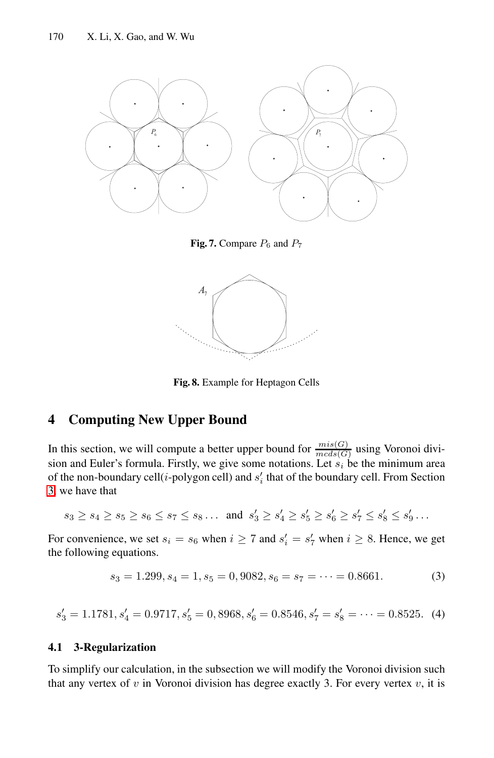Fig. 7. Compare $P_6$ and $P_7$

Fig. 8. Example for Heptagon Cells

## 4 Computing New Upper Bound

In this section, we will compute a better upper bound for $\frac{mis(G)}{mcds(G)}$ using Voronoi division and Euler's formula. Firstly, we give some notations. Let $s_i$ be the minimum area of the non-boundary cell($i$-polygon cell) and $s'_i$ that of the boundary cell. From Section 3, we have that

$$s_3 \geq s_4 \geq s_5 \geq s_6 \leq s_7 \leq s_8 \ldots \quad \text{and} \quad s'_3 \geq s'_4 \geq s'_5 \geq s'_6 \geq s'_7 \leq s'_8 \leq s'_9 \ldots$$

For convenience, we set $s_i = s_6$ when $i \geq 7$ and $s'_i = s'_7$ when $i \geq 8$. Hence, we get the following equations.

$$s_3 = 1.299, s_4 = 1, s_5 = 0,9082, s_6 = s_7 = \cdots = 0.8661. \tag{3}$$

$$s'_3 = 1.1781, s'_4 = 0.9717, s'_5 = 0,8968, s'_6 = 0.8546, s'_7 = s'_8 = \cdots = 0.8525. \tag{4}$$

### 4.1 3-Regularization

To simplify our calculation, in the subsection we will modify the Voronoi division such that any vertex of $v$ in Voronoi division has degree exactly 3. For every vertex $v$, it is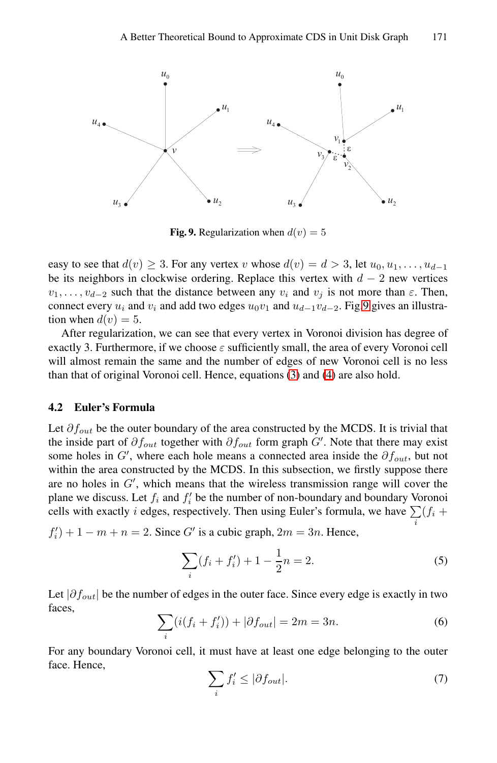Fig. 9. Regularization when $d(v) = 5$

easy to see that $d(v) \geq 3$. For any vertex $v$ whose $d(v) = d > 3$, let $u_0, u_1, \ldots, u_{d-1}$ be its neighbors in clockwise ordering. Replace this vertex with $d-2$ new vertices $v_1, \ldots, v_{d-2}$ such that the distance between any $v_i$ and $v_j$ is not more than $\varepsilon$. Then, connect every $u_i$ and $v_i$ and add two edges $u_0 v_1$ and $u_{d-1} v_{d-2}$. Fig.9 gives an illustration when $d(v) = 5$.

After regularization, we can see that every vertex in Voronoi division has degree of exactly 3. Furthermore, if we choose $\varepsilon$ sufficiently small, the area of every Voronoi cell will almost remain the same and the number of edges of new Voronoi cell is no less than that of original Voronoi cell. Hence, equations (3) and (4) are also hold.

### 4.2 Euler's Formula

Let $\partial f_{out}$ be the outer boundary of the area constructed by the MCDS. It is trivial that the inside part of $\partial f_{out}$ together with $\partial f_{out}$ form graph $G'$. Note that there may exist some holes in $G'$, where each hole means a connected area inside the $\partial f_{out}$, but not within the area constructed by the MCDS. In this subsection, we firstly suppose there are no holes in $G'$, which means that the wireless transmission range will cover the plane we discuss. Let $f_i$ and $f_i'$ be the number of non-boundary and boundary Voronoi cells with exactly $i$ edges, respectively. Then using Euler's formula, we have $\sum_i (f_i + f_i') + 1 - m + n = 2$. Since $G'$ is a cubic graph, $2m = 3n$. Hence,

$$\sum_i (f_i + f_i') + 1 - \frac{1}{2} n = 2. \tag{5}$$

Let $|\partial f_{out}|$ be the number of edges in the outer face. Since every edge is exactly in two faces,

$$\sum_i (i(f_i + f_i')) + |\partial f_{out}| = 2m = 3n. \tag{6}$$

For any boundary Voronoi cell, it must have at least one edge belonging to the outer face. Hence,

$$\sum_i f_i' \leq |\partial f_{out}|. \tag{7}$$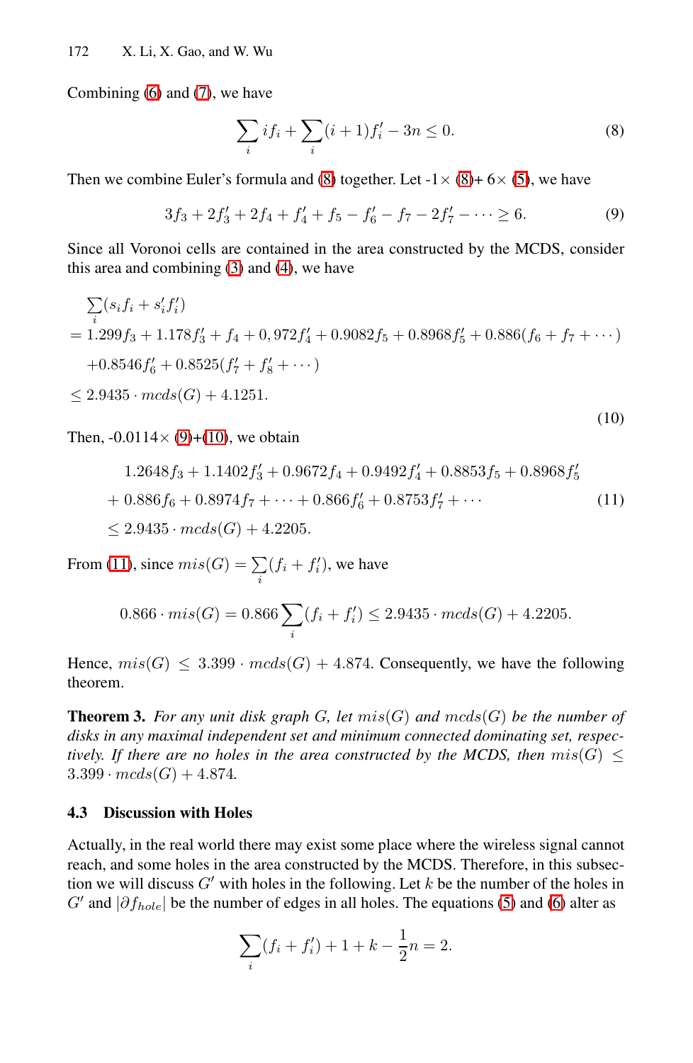Combining (6) and (7), we have

$$\sum_i if_i + \sum_i (i+1)f_i' - 3n \leq 0. \tag{8}$$

Then we combine Euler's formula and (8) together. Let -1× (8)+ 6× (5), we have

$$3f_3 + 2f_3' + 2f_4 + f_4' + f_5 - f_6' - f_7 - 2f_7' - \cdots \geq 6. \tag{9}$$

Since all Voronoi cells are contained in the area constructed by the MCDS, consider this area and combining (3) and (4), we have

$$\begin{aligned}
&\sum_i (s_i f_i + s_i' f_i') \\
&= 1.299 f_3 + 1.178 f_3' + f_4 + 0,972 f_4' + 0.9082 f_5 + 0.8968 f_5' + 0.886(f_6 + f_7 + \cdots) \\
&\quad + 0.8546 f_6' + 0.8525(f_7' + f_8' + \cdots) \\
&\leq 2.9435 \cdot mcds(G) + 4.1251.
\end{aligned} \tag{10}$$

Then, -0.0114× (9)+(10), we obtain

$$\begin{aligned}
&1.2648 f_3 + 1.1402 f_3' + 0.9672 f_4 + 0.9492 f_4' + 0.8853 f_5 + 0.8968 f_5' \\
&+ 0.886 f_6 + 0.8974 f_7 + \cdots + 0.866 f_6' + 0.8753 f_7' + \cdots \\
&\leq 2.9435 \cdot mcds(G) + 4.2205.
\end{aligned} \tag{11}$$

From (11), since $mis(G) = \sum_i (f_i + f_i')$, we have

$$0.866 \cdot mis(G) = 0.866 \sum_i (f_i + f_i') \leq 2.9435 \cdot mcds(G) + 4.2205.$$

Hence, $mis(G) \leq 3.399 \cdot mcds(G) + 4.874$. Consequently, we have the following theorem.

**Theorem 3.** *For any unit disk graph $G$, let $mis(G)$ and $mcds(G)$ be the number of disks in any maximal independent set and minimum connected dominating set, respectively. If there are no holes in the area constructed by the MCDS, then $mis(G) \leq 3.399 \cdot mcds(G) + 4.874$.*

### 4.3 Discussion with Holes

Actually, in the real world there may exist some place where the wireless signal cannot reach, and some holes in the area constructed by the MCDS. Therefore, in this subsection we will discuss $G'$ with holes in the following. Let $k$ be the number of the holes in $G'$ and $|\partial f_{hole}|$ be the number of edges in all holes. The equations (5) and (6) alter as

$$\sum_i (f_i + f_i') + 1 + k - \frac{1}{2}n = 2.$$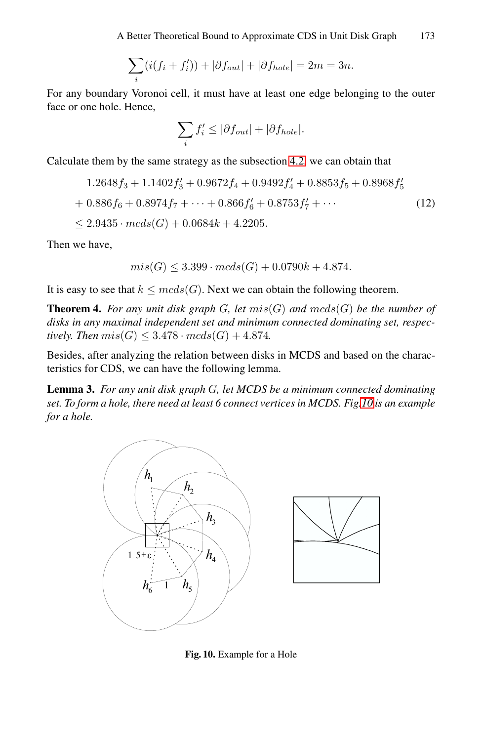$$\sum_i (i(f_i + f_i')) + |\partial f_{out}| + |\partial f_{hole}| = 2m = 3n.$$

For any boundary Voronoi cell, it must have at least one edge belonging to the outer face or one hole. Hence,

$$\sum_i f_i' \leq |\partial f_{out}| + |\partial f_{hole}|.$$

Calculate them by the same strategy as the subsection 4.2, we can obtain that

$$\begin{aligned} &1.2648 f_3 + 1.1402 f_3' + 0.9672 f_4 + 0.9492 f_4' + 0.8853 f_5 + 0.8968 f_5' \\ &+ 0.886 f_6 + 0.8974 f_7 + \cdots + 0.866 f_6' + 0.8753 f_7' + \cdots \\ &\leq 2.9435 \cdot mcds(G) + 0.0684k + 4.2205. \end{aligned} \tag{12}$$

Then we have,

$$mis(G) \leq 3.399 \cdot mcds(G) + 0.0790k + 4.874.$$

It is easy to see that $k \leq mcds(G)$. Next we can obtain the following theorem.

**Theorem 4.** *For any unit disk graph G, let $mis(G)$ and $mcds(G)$ be the number of disks in any maximal independent set and minimum connected dominating set, respectively. Then $mis(G) \leq 3.478 \cdot mcds(G) + 4.874$.*

Besides, after analyzing the relation between disks in MCDS and based on the characteristics for CDS, we can have the following lemma.

**Lemma 3.** *For any unit disk graph G, let MCDS be a minimum connected dominating set. To form a hole, there need at least 6 connect vertices in MCDS. Fig.10 is an example for a hole.*

**Fig. 10.** Example for a Hole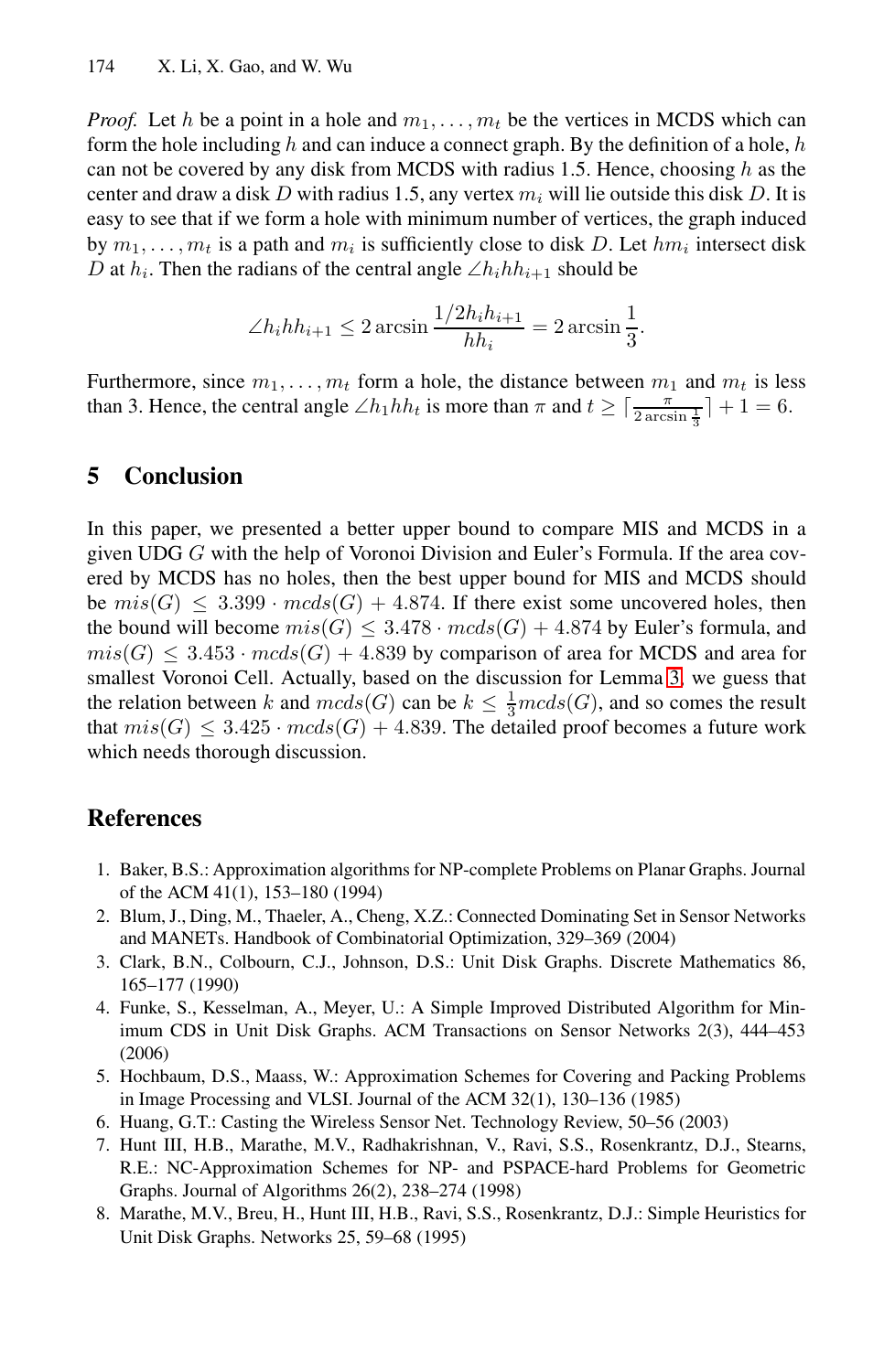*Proof.* Let $h$ be a point in a hole and $m_1, \ldots, m_t$ be the vertices in MCDS which can form the hole including $h$ and can induce a connect graph. By the definition of a hole, $h$ can not be covered by any disk from MCDS with radius 1.5. Hence, choosing $h$ as the center and draw a disk $D$ with radius 1.5, any vertex $m_i$ will lie outside this disk $D$. It is easy to see that if we form a hole with minimum number of vertices, the graph induced by $m_1, \ldots, m_t$ is a path and $m_i$ is sufficiently close to disk $D$. Let $hm_i$ intersect disk $D$ at $h_i$. Then the radians of the central angle $\angle h_i h h_{i+1}$ should be

$$\angle h_i h h_{i+1} \leq 2 \arcsin \frac{1/2 h_i h_{i+1}}{hh_i} = 2 \arcsin \frac{1}{3}.$$

Furthermore, since $m_1, \ldots, m_t$ form a hole, the distance between $m_1$ and $m_t$ is less than 3. Hence, the central angle $\angle h_1 h h_t$ is more than $\pi$ and $t \geq \lceil \frac{\pi}{2 \arcsin \frac{1}{3}} \rceil + 1 = 6$.

## 5 Conclusion

In this paper, we presented a better upper bound to compare MIS and MCDS in a given UDG $G$ with the help of Voronoi Division and Euler's Formula. If the area covered by MCDS has no holes, then the best upper bound for MIS and MCDS should be $mis(G) \leq 3.399 \cdot mcds(G) + 4.874$. If there exist some uncovered holes, then the bound will become $mis(G) \leq 3.478 \cdot mcds(G) + 4.874$ by Euler's formula, and $mis(G) \leq 3.453 \cdot mcds(G) + 4.839$ by comparison of area for MCDS and area for smallest Voronoi Cell. Actually, based on the discussion for Lemma 3, we guess that the relation between $k$ and $mcds(G)$ can be $k \leq \frac{1}{3} mcds(G)$, and so comes the result that $mis(G) \leq 3.425 \cdot mcds(G) + 4.839$. The detailed proof becomes a future work which needs thorough discussion.

## References

1. Baker, B.S.: Approximation algorithms for NP-complete Problems on Planar Graphs. Journal of the ACM 41(1), 153–180 (1994)
2. Blum, J., Ding, M., Thaeler, A., Cheng, X.Z.: Connected Dominating Set in Sensor Networks and MANETs. Handbook of Combinatorial Optimization, 329–369 (2004)
3. Clark, B.N., Colbourn, C.J., Johnson, D.S.: Unit Disk Graphs. Discrete Mathematics 86, 165–177 (1990)
4. Funke, S., Kesselman, A., Meyer, U.: A Simple Improved Distributed Algorithm for Minimum CDS in Unit Disk Graphs. ACM Transactions on Sensor Networks 2(3), 444–453 (2006)
5. Hochbaum, D.S., Maass, W.: Approximation Schemes for Covering and Packing Problems in Image Processing and VLSI. Journal of the ACM 32(1), 130–136 (1985)
6. Huang, G.T.: Casting the Wireless Sensor Net. Technology Review, 50–56 (2003)
7. Hunt III, H.B., Marathe, M.V., Radhakrishnan, V., Ravi, S.S., Rosenkrantz, D.J., Stearns, R.E.: NC-Approximation Schemes for NP- and PSPACE-hard Problems for Geometric Graphs. Journal of Algorithms 26(2), 238–274 (1998)
8. Marathe, M.V., Breu, H., Hunt III, H.B., Ravi, S.S., Rosenkrantz, D.J.: Simple Heuristics for Unit Disk Graphs. Networks 25, 59–68 (1995)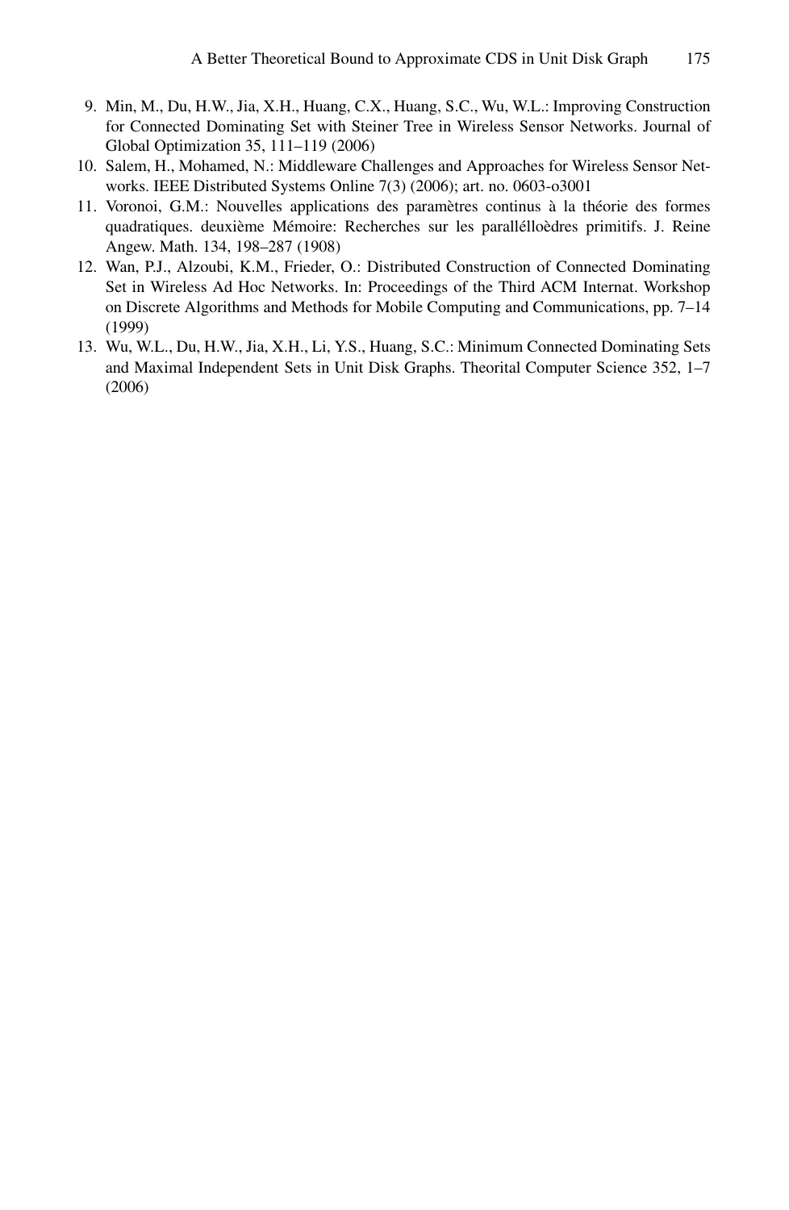9. Min, M., Du, H.W., Jia, X.H., Huang, C.X., Huang, S.C., Wu, W.L.: Improving Construction for Connected Dominating Set with Steiner Tree in Wireless Sensor Networks. Journal of Global Optimization 35, 111–119 (2006)
10. Salem, H., Mohamed, N.: Middleware Challenges and Approaches for Wireless Sensor Networks. IEEE Distributed Systems Online 7(3) (2006); art. no. 0603-o3001
11. Voronoi, G.M.: Nouvelles applications des paramètres continus à la théorie des formes quadratiques. deuxième Mémoire: Recherches sur les parallélloèdres primitifs. J. Reine Angew. Math. 134, 198–287 (1908)
12. Wan, P.J., Alzoubi, K.M., Frieder, O.: Distributed Construction of Connected Dominating Set in Wireless Ad Hoc Networks. In: Proceedings of the Third ACM Internat. Workshop on Discrete Algorithms and Methods for Mobile Computing and Communications, pp. 7–14 (1999)
13. Wu, W.L., Du, H.W., Jia, X.H., Li, Y.S., Huang, S.C.: Minimum Connected Dominating Sets and Maximal Independent Sets in Unit Disk Graphs. Theorital Computer Science 352, 1–7 (2006)